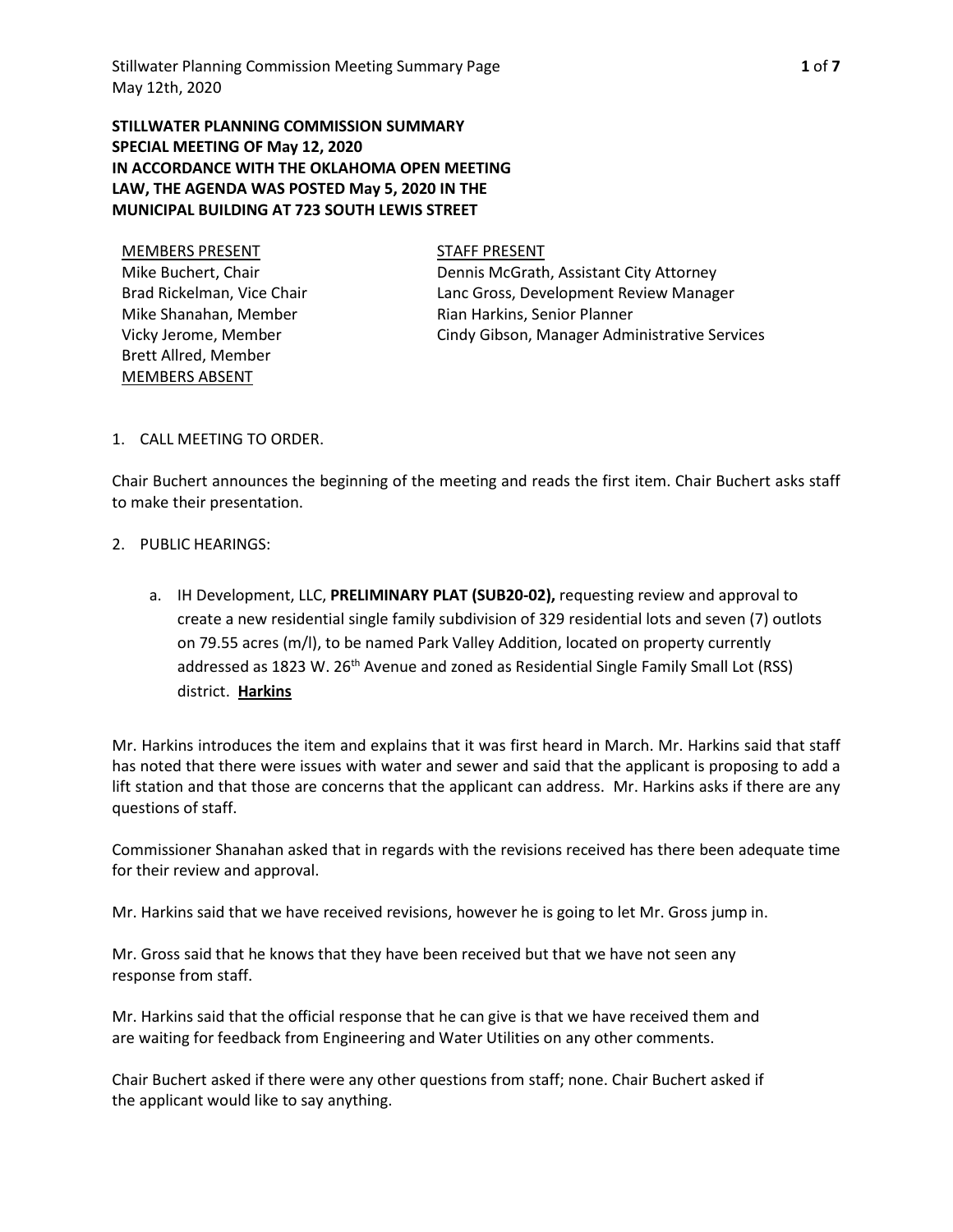**STILLWATER PLANNING COMMISSION SUMMARY**
**SPECIAL MEETING OF May 12, 2020**
**IN ACCORDANCE WITH THE OKLAHOMA OPEN MEETING LAW, THE AGENDA WAS POSTED May 5, 2020 IN THE MUNICIPAL BUILDING AT 723 SOUTH LEWIS STREET**

| MEMBERS PRESENT | STAFF PRESENT |
|---|---|
| Mike Buchert, Chair | Dennis McGrath, Assistant City Attorney |
| Brad Rickelman, Vice Chair | Lanc Gross, Development Review Manager |
| Mike Shanahan, Member | Rian Harkins, Senior Planner |
| Vicky Jerome, Member | Cindy Gibson, Manager Administrative Services |
| Brett Allred, Member | |
| MEMBERS ABSENT | |

1. CALL MEETING TO ORDER.

Chair Buchert announces the beginning of the meeting and reads the first item. Chair Buchert asks staff to make their presentation.

2. PUBLIC HEARINGS:

   a. IH Development, LLC, **PRELIMINARY PLAT (SUB20-02),** requesting review and approval to create a new residential single family subdivision of 329 residential lots and seven (7) outlots on 79.55 acres (m/l), to be named Park Valley Addition, located on property currently addressed as 1823 W. 26th Avenue and zoned as Residential Single Family Small Lot (RSS) district. **Harkins**

Mr. Harkins introduces the item and explains that it was first heard in March. Mr. Harkins said that staff has noted that there were issues with water and sewer and said that the applicant is proposing to add a lift station and that those are concerns that the applicant can address. Mr. Harkins asks if there are any questions of staff.

Commissioner Shanahan asked that in regards with the revisions received has there been adequate time for their review and approval.

Mr. Harkins said that we have received revisions, however he is going to let Mr. Gross jump in.

Mr. Gross said that he knows that they have been received but that we have not seen any response from staff.

Mr. Harkins said that the official response that he can give is that we have received them and are waiting for feedback from Engineering and Water Utilities on any other comments.

Chair Buchert asked if there were any other questions from staff; none. Chair Buchert asked if the applicant would like to say anything.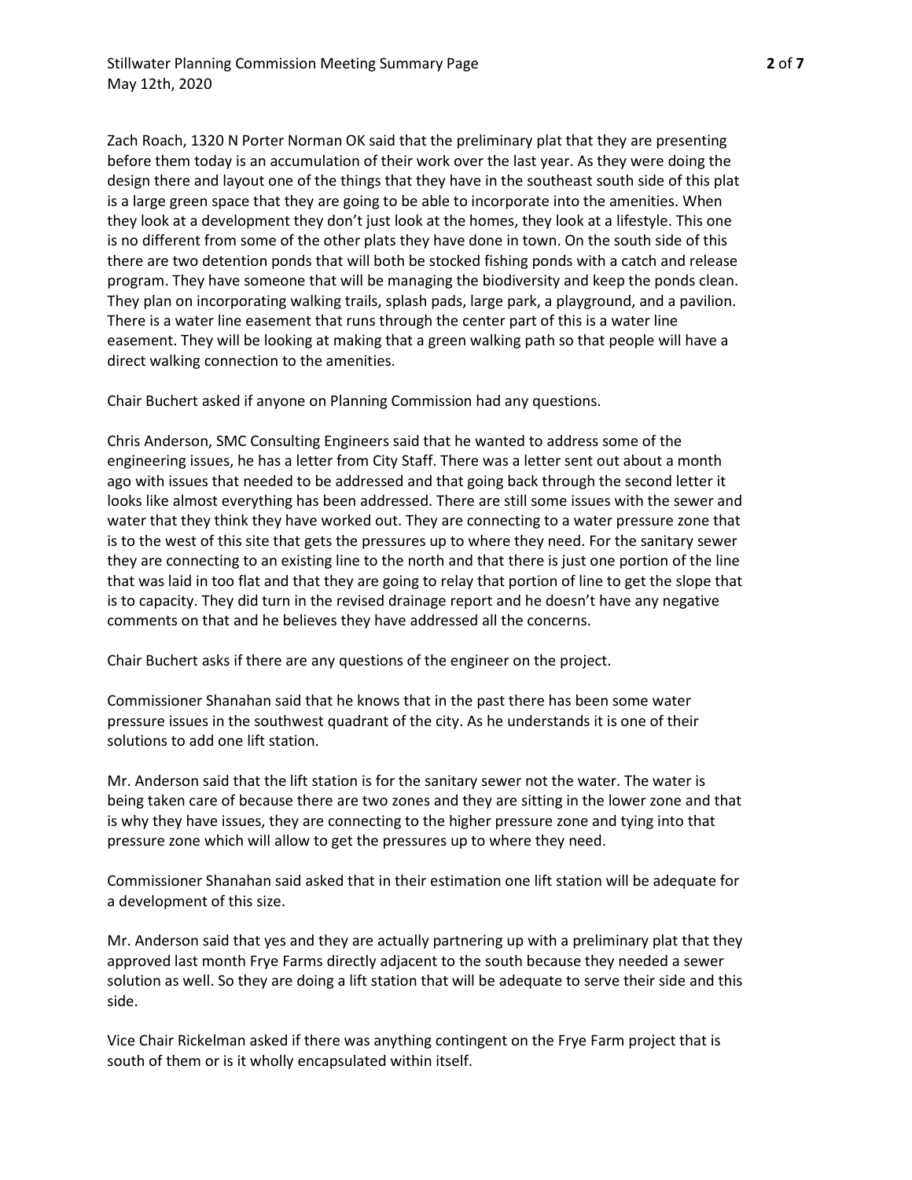Zach Roach, 1320 N Porter Norman OK said that the preliminary plat that they are presenting before them today is an accumulation of their work over the last year. As they were doing the design there and layout one of the things that they have in the southeast south side of this plat is a large green space that they are going to be able to incorporate into the amenities. When they look at a development they don't just look at the homes, they look at a lifestyle. This one is no different from some of the other plats they have done in town. On the south side of this there are two detention ponds that will both be stocked fishing ponds with a catch and release program. They have someone that will be managing the biodiversity and keep the ponds clean. They plan on incorporating walking trails, splash pads, large park, a playground, and a pavilion. There is a water line easement that runs through the center part of this is a water line easement. They will be looking at making that a green walking path so that people will have a direct walking connection to the amenities.

Chair Buchert asked if anyone on Planning Commission had any questions.

Chris Anderson, SMC Consulting Engineers said that he wanted to address some of the engineering issues, he has a letter from City Staff. There was a letter sent out about a month ago with issues that needed to be addressed and that going back through the second letter it looks like almost everything has been addressed. There are still some issues with the sewer and water that they think they have worked out. They are connecting to a water pressure zone that is to the west of this site that gets the pressures up to where they need. For the sanitary sewer they are connecting to an existing line to the north and that there is just one portion of the line that was laid in too flat and that they are going to relay that portion of line to get the slope that is to capacity. They did turn in the revised drainage report and he doesn't have any negative comments on that and he believes they have addressed all the concerns.

Chair Buchert asks if there are any questions of the engineer on the project.

Commissioner Shanahan said that he knows that in the past there has been some water pressure issues in the southwest quadrant of the city. As he understands it is one of their solutions to add one lift station.

Mr. Anderson said that the lift station is for the sanitary sewer not the water. The water is being taken care of because there are two zones and they are sitting in the lower zone and that is why they have issues, they are connecting to the higher pressure zone and tying into that pressure zone which will allow to get the pressures up to where they need.

Commissioner Shanahan said asked that in their estimation one lift station will be adequate for a development of this size.

Mr. Anderson said that yes and they are actually partnering up with a preliminary plat that they approved last month Frye Farms directly adjacent to the south because they needed a sewer solution as well. So they are doing a lift station that will be adequate to serve their side and this side.

Vice Chair Rickelman asked if there was anything contingent on the Frye Farm project that is south of them or is it wholly encapsulated within itself.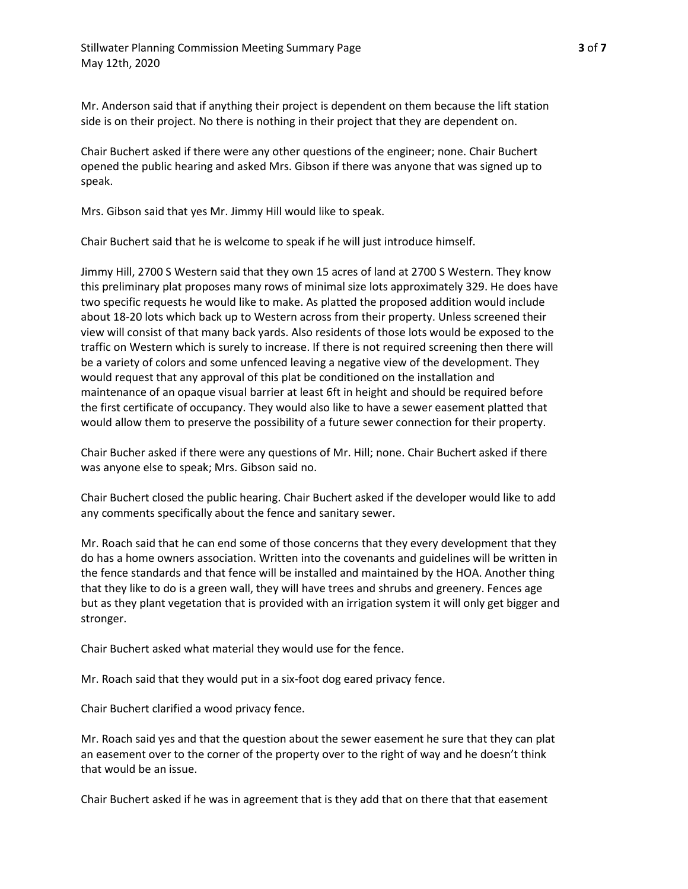Mr. Anderson said that if anything their project is dependent on them because the lift station side is on their project. No there is nothing in their project that they are dependent on.

Chair Buchert asked if there were any other questions of the engineer; none. Chair Buchert opened the public hearing and asked Mrs. Gibson if there was anyone that was signed up to speak.

Mrs. Gibson said that yes Mr. Jimmy Hill would like to speak.

Chair Buchert said that he is welcome to speak if he will just introduce himself.

Jimmy Hill, 2700 S Western said that they own 15 acres of land at 2700 S Western. They know this preliminary plat proposes many rows of minimal size lots approximately 329. He does have two specific requests he would like to make. As platted the proposed addition would include about 18-20 lots which back up to Western across from their property. Unless screened their view will consist of that many back yards. Also residents of those lots would be exposed to the traffic on Western which is surely to increase. If there is not required screening then there will be a variety of colors and some unfenced leaving a negative view of the development. They would request that any approval of this plat be conditioned on the installation and maintenance of an opaque visual barrier at least 6ft in height and should be required before the first certificate of occupancy. They would also like to have a sewer easement platted that would allow them to preserve the possibility of a future sewer connection for their property.

Chair Bucher asked if there were any questions of Mr. Hill; none. Chair Buchert asked if there was anyone else to speak; Mrs. Gibson said no.

Chair Buchert closed the public hearing. Chair Buchert asked if the developer would like to add any comments specifically about the fence and sanitary sewer.

Mr. Roach said that he can end some of those concerns that they every development that they do has a home owners association. Written into the covenants and guidelines will be written in the fence standards and that fence will be installed and maintained by the HOA. Another thing that they like to do is a green wall, they will have trees and shrubs and greenery. Fences age but as they plant vegetation that is provided with an irrigation system it will only get bigger and stronger.

Chair Buchert asked what material they would use for the fence.

Mr. Roach said that they would put in a six-foot dog eared privacy fence.

Chair Buchert clarified a wood privacy fence.

Mr. Roach said yes and that the question about the sewer easement he sure that they can plat an easement over to the corner of the property over to the right of way and he doesn't think that would be an issue.

Chair Buchert asked if he was in agreement that is they add that on there that that easement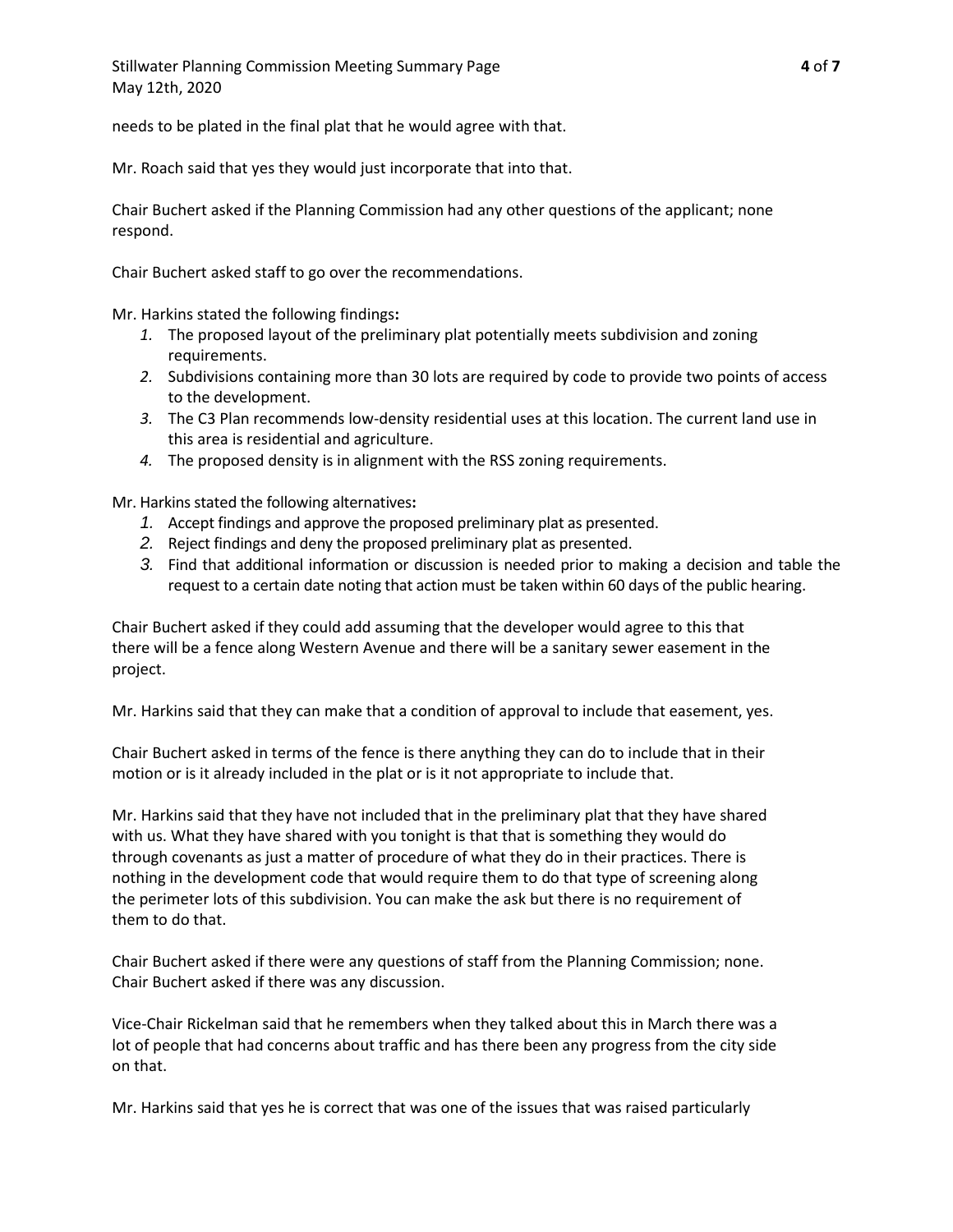needs to be plated in the final plat that he would agree with that.

Mr. Roach said that yes they would just incorporate that into that.

Chair Buchert asked if the Planning Commission had any other questions of the applicant; none respond.

Chair Buchert asked staff to go over the recommendations.

Mr. Harkins stated the following findings**:**

1. The proposed layout of the preliminary plat potentially meets subdivision and zoning requirements.
2. Subdivisions containing more than 30 lots are required by code to provide two points of access to the development.
3. The C3 Plan recommends low-density residential uses at this location. The current land use in this area is residential and agriculture.
4. The proposed density is in alignment with the RSS zoning requirements.

Mr. Harkins stated the following alternatives**:**

1. Accept findings and approve the proposed preliminary plat as presented.
2. Reject findings and deny the proposed preliminary plat as presented.
3. Find that additional information or discussion is needed prior to making a decision and table the request to a certain date noting that action must be taken within 60 days of the public hearing.

Chair Buchert asked if they could add assuming that the developer would agree to this that there will be a fence along Western Avenue and there will be a sanitary sewer easement in the project.

Mr. Harkins said that they can make that a condition of approval to include that easement, yes.

Chair Buchert asked in terms of the fence is there anything they can do to include that in their motion or is it already included in the plat or is it not appropriate to include that.

Mr. Harkins said that they have not included that in the preliminary plat that they have shared with us. What they have shared with you tonight is that that is something they would do through covenants as just a matter of procedure of what they do in their practices. There is nothing in the development code that would require them to do that type of screening along the perimeter lots of this subdivision. You can make the ask but there is no requirement of them to do that.

Chair Buchert asked if there were any questions of staff from the Planning Commission; none. Chair Buchert asked if there was any discussion.

Vice-Chair Rickelman said that he remembers when they talked about this in March there was a lot of people that had concerns about traffic and has there been any progress from the city side on that.

Mr. Harkins said that yes he is correct that was one of the issues that was raised particularly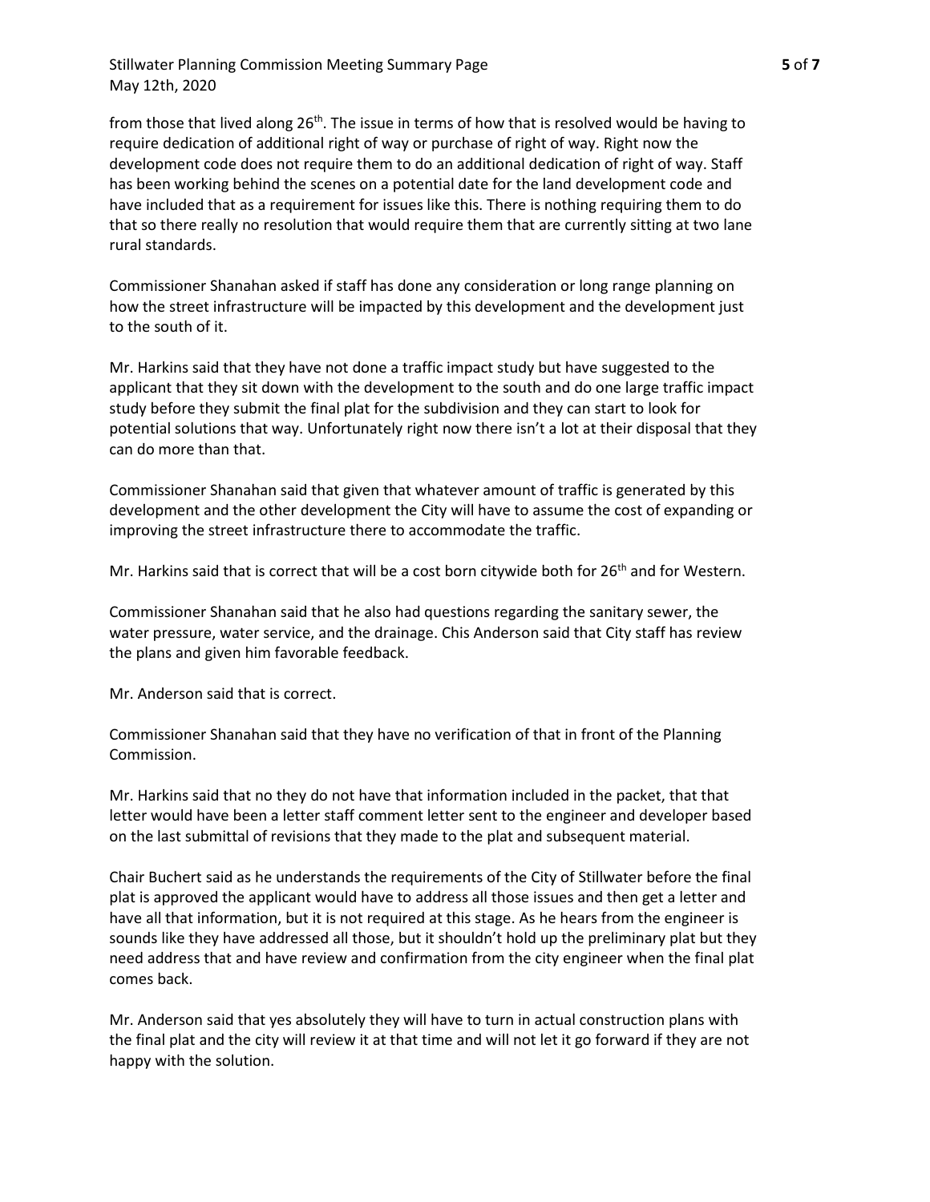from those that lived along 26th. The issue in terms of how that is resolved would be having to require dedication of additional right of way or purchase of right of way. Right now the development code does not require them to do an additional dedication of right of way. Staff has been working behind the scenes on a potential date for the land development code and have included that as a requirement for issues like this. There is nothing requiring them to do that so there really no resolution that would require them that are currently sitting at two lane rural standards.

Commissioner Shanahan asked if staff has done any consideration or long range planning on how the street infrastructure will be impacted by this development and the development just to the south of it.

Mr. Harkins said that they have not done a traffic impact study but have suggested to the applicant that they sit down with the development to the south and do one large traffic impact study before they submit the final plat for the subdivision and they can start to look for potential solutions that way. Unfortunately right now there isn't a lot at their disposal that they can do more than that.

Commissioner Shanahan said that given that whatever amount of traffic is generated by this development and the other development the City will have to assume the cost of expanding or improving the street infrastructure there to accommodate the traffic.

Mr. Harkins said that is correct that will be a cost born citywide both for 26th and for Western.

Commissioner Shanahan said that he also had questions regarding the sanitary sewer, the water pressure, water service, and the drainage. Chis Anderson said that City staff has review the plans and given him favorable feedback.

Mr. Anderson said that is correct.

Commissioner Shanahan said that they have no verification of that in front of the Planning Commission.

Mr. Harkins said that no they do not have that information included in the packet, that that letter would have been a letter staff comment letter sent to the engineer and developer based on the last submittal of revisions that they made to the plat and subsequent material.

Chair Buchert said as he understands the requirements of the City of Stillwater before the final plat is approved the applicant would have to address all those issues and then get a letter and have all that information, but it is not required at this stage. As he hears from the engineer is sounds like they have addressed all those, but it shouldn't hold up the preliminary plat but they need address that and have review and confirmation from the city engineer when the final plat comes back.

Mr. Anderson said that yes absolutely they will have to turn in actual construction plans with the final plat and the city will review it at that time and will not let it go forward if they are not happy with the solution.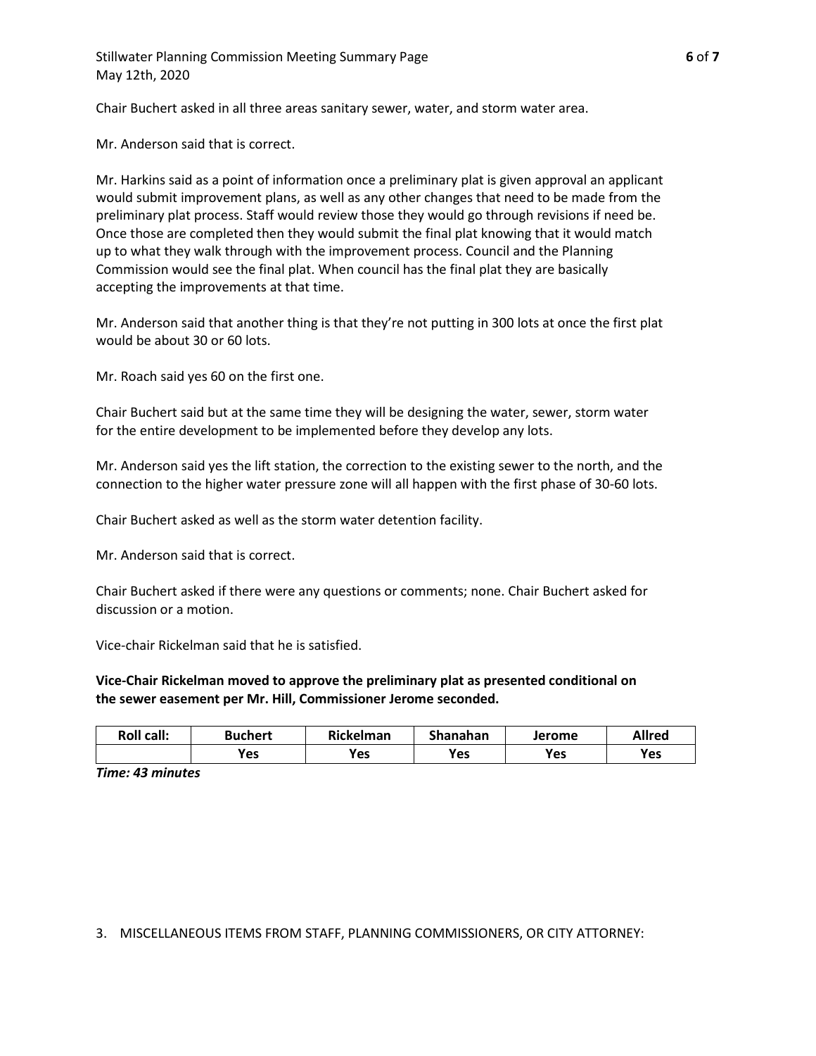Chair Buchert asked in all three areas sanitary sewer, water, and storm water area.

Mr. Anderson said that is correct.

Mr. Harkins said as a point of information once a preliminary plat is given approval an applicant would submit improvement plans, as well as any other changes that need to be made from the preliminary plat process. Staff would review those they would go through revisions if need be. Once those are completed then they would submit the final plat knowing that it would match up to what they walk through with the improvement process. Council and the Planning Commission would see the final plat. When council has the final plat they are basically accepting the improvements at that time.

Mr. Anderson said that another thing is that they're not putting in 300 lots at once the first plat would be about 30 or 60 lots.

Mr. Roach said yes 60 on the first one.

Chair Buchert said but at the same time they will be designing the water, sewer, storm water for the entire development to be implemented before they develop any lots.

Mr. Anderson said yes the lift station, the correction to the existing sewer to the north, and the connection to the higher water pressure zone will all happen with the first phase of 30-60 lots.

Chair Buchert asked as well as the storm water detention facility.

Mr. Anderson said that is correct.

Chair Buchert asked if there were any questions or comments; none. Chair Buchert asked for discussion or a motion.

Vice-chair Rickelman said that he is satisfied.

**Vice-Chair Rickelman moved to approve the preliminary plat as presented conditional on the sewer easement per Mr. Hill, Commissioner Jerome seconded.**

| Roll call: | Buchert | Rickelman | Shanahan | Jerome | Allred |
|---|---|---|---|---|---|
| | Yes | Yes | Yes | Yes | Yes |

***Time: 43 minutes***

3. MISCELLANEOUS ITEMS FROM STAFF, PLANNING COMMISSIONERS, OR CITY ATTORNEY: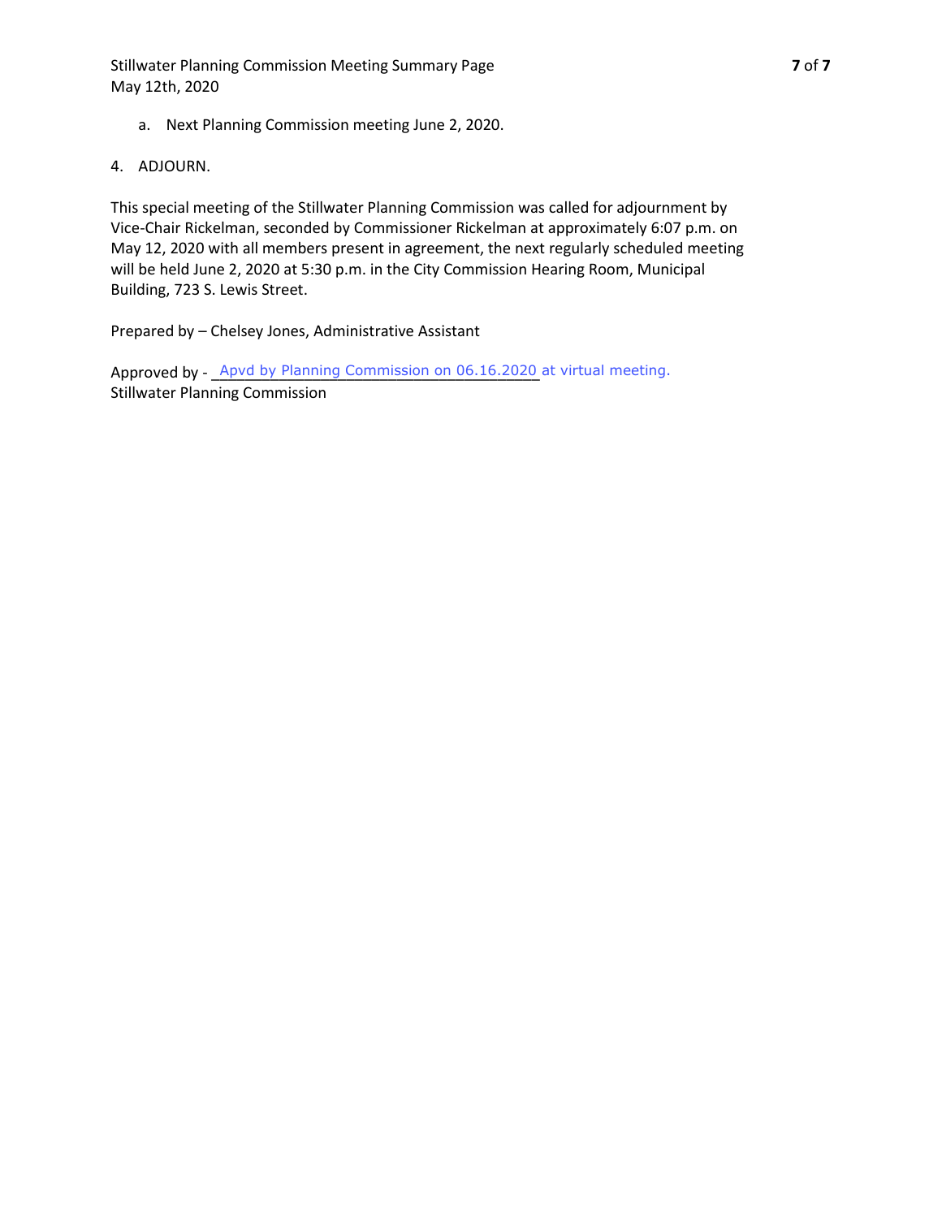a. Next Planning Commission meeting June 2, 2020.

4. ADJOURN.

This special meeting of the Stillwater Planning Commission was called for adjournment by Vice-Chair Rickelman, seconded by Commissioner Rickelman at approximately 6:07 p.m. on May 12, 2020 with all members present in agreement, the next regularly scheduled meeting will be held June 2, 2020 at 5:30 p.m. in the City Commission Hearing Room, Municipal Building, 723 S. Lewis Street.

Prepared by – Chelsey Jones, Administrative Assistant

Approved by - Apvd by Planning Commission on 06.16.2020 at virtual meeting.
Stillwater Planning Commission